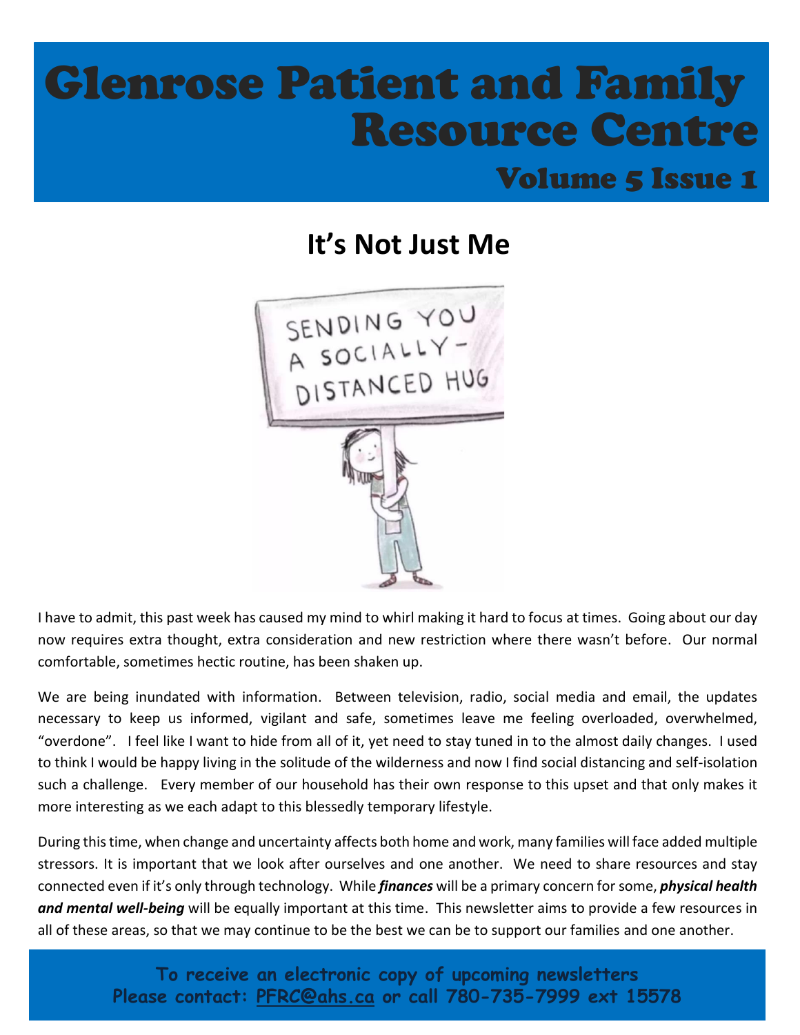# Glenrose Patient and Family Resource Centre

## Volume 5 Issue 1

## It's Not Just Me

I have to admit, this past week has caused my mind to whirl making it hard to focus at times. Going about our day now requires extra thought, extra consideration and new restriction where there wasn't before. Our normal comfortable, sometimes hectic routine, has been shaken up.

We are being inundated with information. Between television, radio, social media and email, the updates necessary to keep us informed, vigilant and safe, sometimes leave me feeling overloaded, overwhelmed, "overdone". I feel like I want to hide from all of it, yet need to stay tuned in to the almost daily changes. I used to think I would be happy living in the solitude of the wilderness and now I find social distancing and self-isolation such a challenge. Every member of our household has their own response to this upset and that only makes it more interesting as we each adapt to this blessedly temporary lifestyle.

During this time, when change and uncertainty affects both home and work, many families will face added multiple stressors. It is important that we look after ourselves and one another. We need to share resources and stay connected even if it's only through technology. While ***finances*** will be a primary concern for some, ***physical health and mental well-being*** will be equally important at this time. This newsletter aims to provide a few resources in all of these areas, so that we may continue to be the best we can be to support our families and one another.

**To receive an electronic copy of upcoming newsletters**
**Please contact: PFRC@ahs.ca or call 780-735-7999 ext 15578**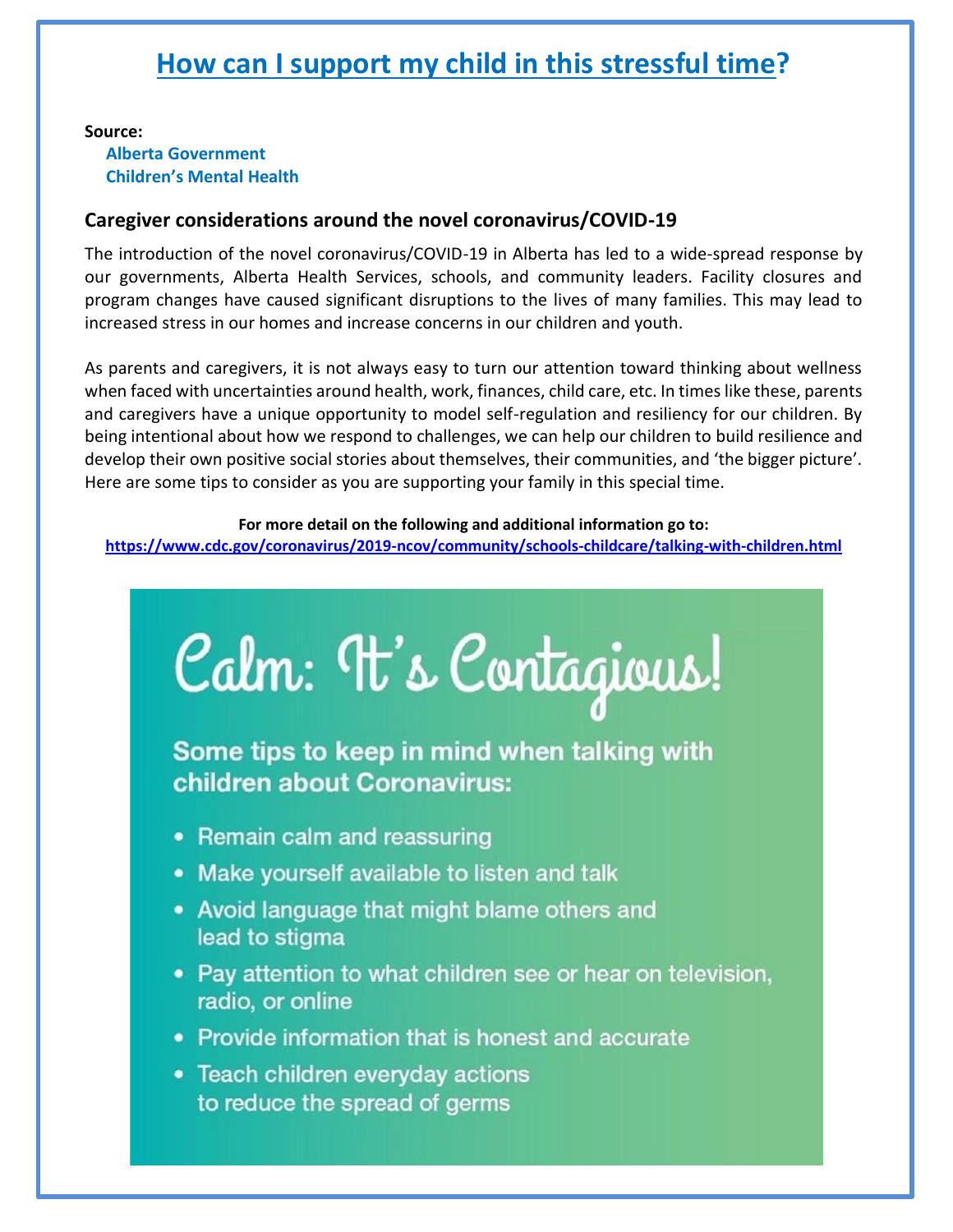# How can I support my child in this stressful time?

**Source:**
**Alberta Government**
**Children's Mental Health**

### Caregiver considerations around the novel coronavirus/COVID-19

The introduction of the novel coronavirus/COVID-19 in Alberta has led to a wide-spread response by our governments, Alberta Health Services, schools, and community leaders. Facility closures and program changes have caused significant disruptions to the lives of many families. This may lead to increased stress in our homes and increase concerns in our children and youth.

As parents and caregivers, it is not always easy to turn our attention toward thinking about wellness when faced with uncertainties around health, work, finances, child care, etc. In times like these, parents and caregivers have a unique opportunity to model self-regulation and resiliency for our children. By being intentional about how we respond to challenges, we can help our children to build resilience and develop their own positive social stories about themselves, their communities, and 'the bigger picture'. Here are some tips to consider as you are supporting your family in this special time.

**For more detail on the following and additional information go to:**
**https://www.cdc.gov/coronavirus/2019-ncov/community/schools-childcare/talking-with-children.html**

## Calm: It's Contagious!

### Some tips to keep in mind when talking with children about Coronavirus:

- Remain calm and reassuring
- Make yourself available to listen and talk
- Avoid language that might blame others and lead to stigma
- Pay attention to what children see or hear on television, radio, or online
- Provide information that is honest and accurate
- Teach children everyday actions to reduce the spread of germs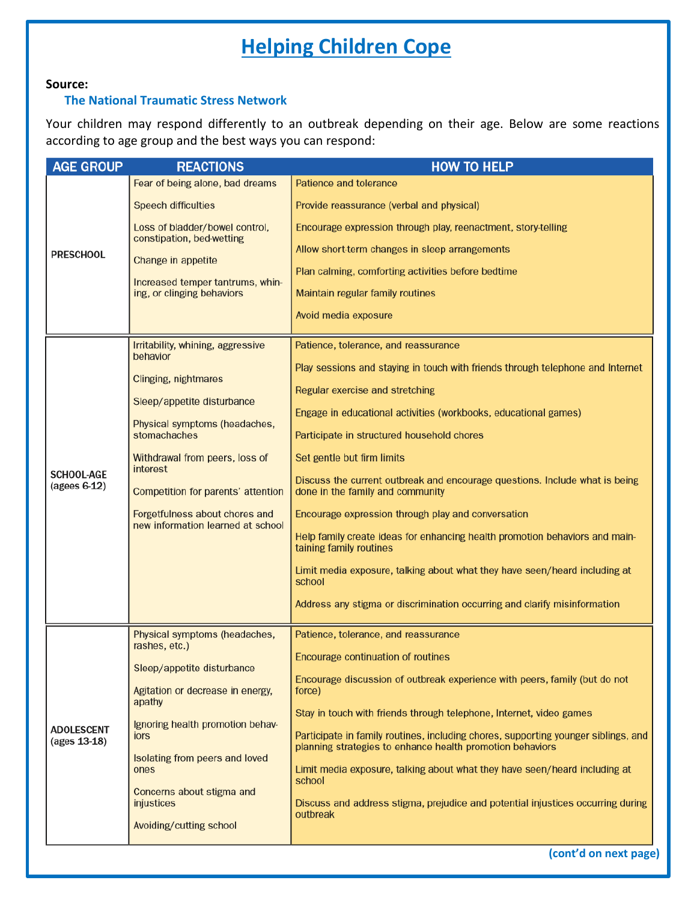# Helping Children Cope

**Source:**

**The National Traumatic Stress Network**

Your children may respond differently to an outbreak depending on their age. Below are some reactions according to age group and the best ways you can respond:

| AGE GROUP | REACTIONS | HOW TO HELP |
|---|---|---|
| PRESCHOOL | Fear of being alone, bad dreams<br><br>Speech difficulties<br><br>Loss of bladder/bowel control, constipation, bed-wetting<br><br>Change in appetite<br><br>Increased temper tantrums, whining, or clinging behaviors | Patience and tolerance<br><br>Provide reassurance (verbal and physical)<br><br>Encourage expression through play, reenactment, story-telling<br><br>Allow short-term changes in sleep arrangements<br><br>Plan calming, comforting activities before bedtime<br><br>Maintain regular family routines<br><br>Avoid media exposure |
| SCHOOL-AGE (agees 6-12) | Irritability, whining, aggressive behavior<br><br>Clinging, nightmares<br><br>Sleep/appetite disturbance<br><br>Physical symptoms (headaches, stomachaches<br><br>Withdrawal from peers, loss of interest<br><br>Competition for parents' attention<br><br>Forgetfulness about chores and new information learned at school | Patience, tolerance, and reassurance<br><br>Play sessions and staying in touch with friends through telephone and Internet<br><br>Regular exercise and stretching<br><br>Engage in educational activities (workbooks, educational games)<br><br>Participate in structured household chores<br><br>Set gentle but firm limits<br><br>Discuss the current outbreak and encourage questions. Include what is being done in the family and community<br><br>Encourage expression through play and conversation<br><br>Help family create ideas for enhancing health promotion behaviors and maintaining family routines<br><br>Limit media exposure, talking about what they have seen/heard including at school<br><br>Address any stigma or discrimination occurring and clarify misinformation |
| ADOLESCENT (ages 13-18) | Physical symptoms (headaches, rashes, etc.)<br><br>Sleep/appetite disturbance<br><br>Agitation or decrease in energy, apathy<br><br>Ignoring health promotion behaviors<br><br>Isolating from peers and loved ones<br><br>Concerns about stigma and injustices<br><br>Avoiding/cutting school | Patience, tolerance, and reassurance<br><br>Encourage continuation of routines<br><br>Encourage discussion of outbreak experience with peers, family (but do not force)<br><br>Stay in touch with friends through telephone, Internet, video games<br><br>Participate in family routines, including chores, supporting younger siblings, and planning strategies to enhance health promotion behaviors<br><br>Limit media exposure, talking about what they have seen/heard including at school<br><br>Discuss and address stigma, prejudice and potential injustices occurring during outbreak |

**(cont'd on next page)**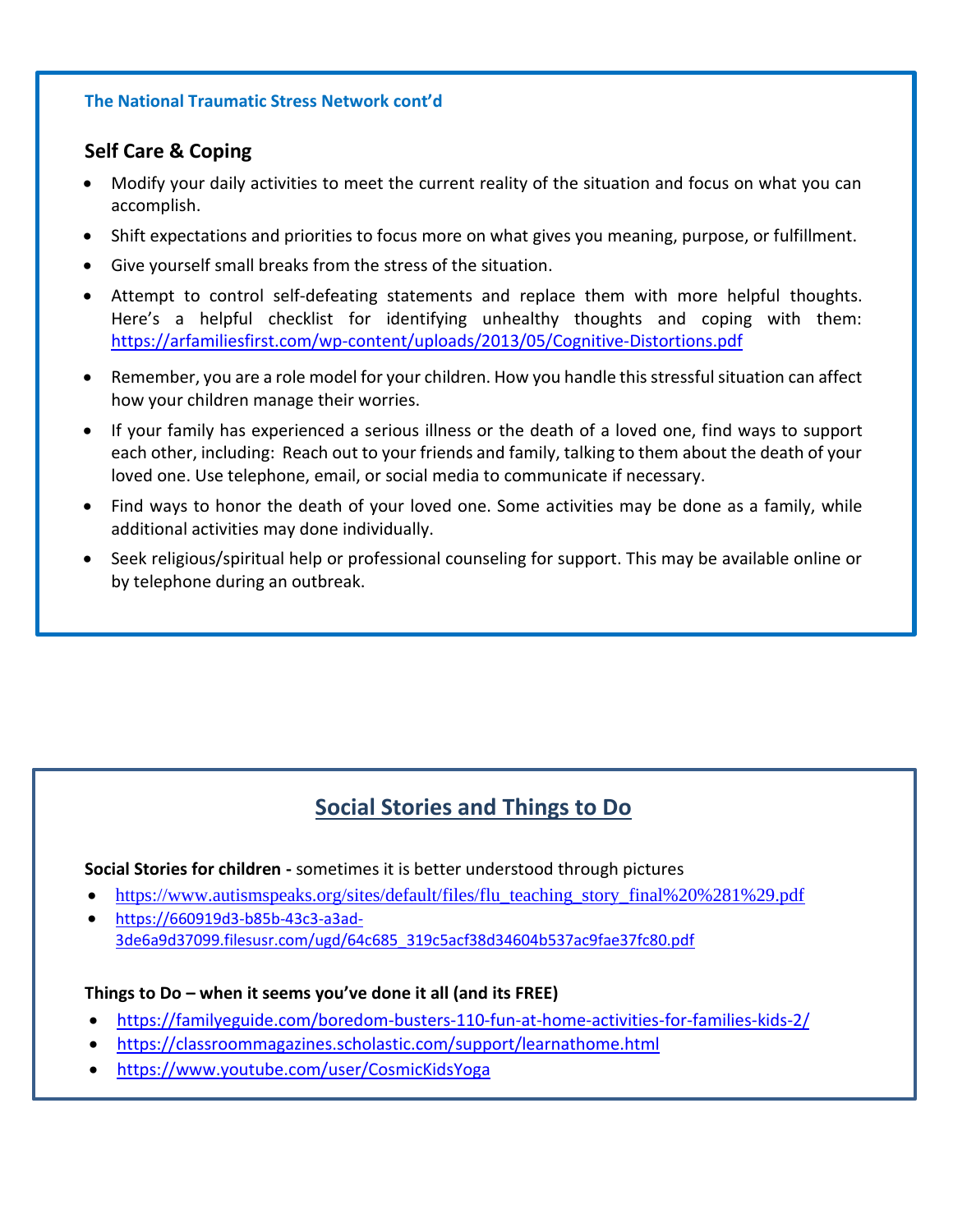**The National Traumatic Stress Network cont'd**

### Self Care & Coping

- Modify your daily activities to meet the current reality of the situation and focus on what you can accomplish.
- Shift expectations and priorities to focus more on what gives you meaning, purpose, or fulfillment.
- Give yourself small breaks from the stress of the situation.
- Attempt to control self-defeating statements and replace them with more helpful thoughts. Here's a helpful checklist for identifying unhealthy thoughts and coping with them: https://arfamiliesfirst.com/wp-content/uploads/2013/05/Cognitive-Distortions.pdf
- Remember, you are a role model for your children. How you handle this stressful situation can affect how your children manage their worries.
- If your family has experienced a serious illness or the death of a loved one, find ways to support each other, including: Reach out to your friends and family, talking to them about the death of your loved one. Use telephone, email, or social media to communicate if necessary.
- Find ways to honor the death of your loved one. Some activities may be done as a family, while additional activities may done individually.
- Seek religious/spiritual help or professional counseling for support. This may be available online or by telephone during an outbreak.

## Social Stories and Things to Do

**Social Stories for children -** sometimes it is better understood through pictures

- https://www.autismspeaks.org/sites/default/files/flu_teaching_story_final%20%281%29.pdf
- https://660919d3-b85b-43c3-a3ad-3de6a9d37099.filesusr.com/ugd/64c685_319c5acf38d34604b537ac9fae37fc80.pdf

**Things to Do – when it seems you've done it all (and its FREE)**

- https://familyeguide.com/boredom-busters-110-fun-at-home-activities-for-families-kids-2/
- https://classroommagazines.scholastic.com/support/learnathome.html
- https://www.youtube.com/user/CosmicKidsYoga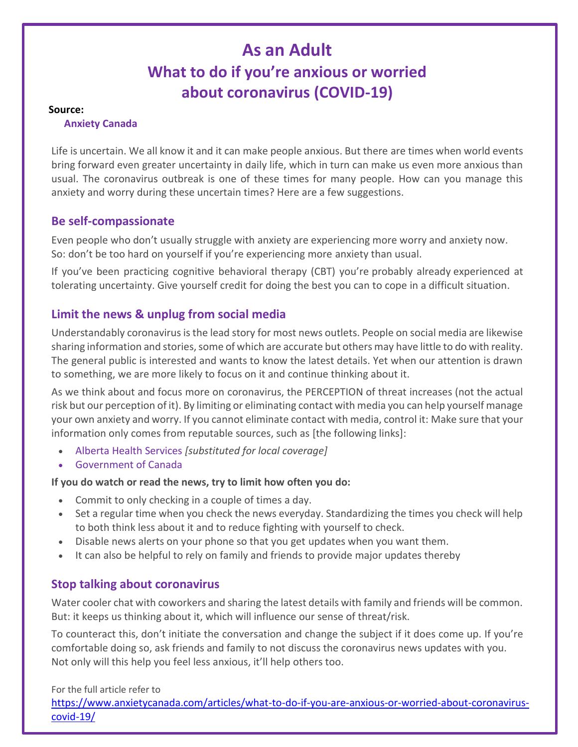# As an Adult

## What to do if you're anxious or worried about coronavirus (COVID-19)

**Source:**

**Anxiety Canada**

Life is uncertain. We all know it and it can make people anxious. But there are times when world events bring forward even greater uncertainty in daily life, which in turn can make us even more anxious than usual. The coronavirus outbreak is one of these times for many people. How can you manage this anxiety and worry during these uncertain times? Here are a few suggestions.

### Be self-compassionate

Even people who don't usually struggle with anxiety are experiencing more worry and anxiety now. So: don't be too hard on yourself if you're experiencing more anxiety than usual.

If you've been practicing cognitive behavioral therapy (CBT) you're probably already experienced at tolerating uncertainty. Give yourself credit for doing the best you can to cope in a difficult situation.

### Limit the news & unplug from social media

Understandably coronavirus is the lead story for most news outlets. People on social media are likewise sharing information and stories, some of which are accurate but others may have little to do with reality. The general public is interested and wants to know the latest details. Yet when our attention is drawn to something, we are more likely to focus on it and continue thinking about it.

As we think about and focus more on coronavirus, the PERCEPTION of threat increases (not the actual risk but our perception of it). By limiting or eliminating contact with media you can help yourself manage your own anxiety and worry. If you cannot eliminate contact with media, control it: Make sure that your information only comes from reputable sources, such as [the following links]:

- Alberta Health Services *[substituted for local coverage]*
- Government of Canada

**If you do watch or read the news, try to limit how often you do:**

- Commit to only checking in a couple of times a day.
- Set a regular time when you check the news everyday. Standardizing the times you check will help to both think less about it and to reduce fighting with yourself to check.
- Disable news alerts on your phone so that you get updates when you want them.
- It can also be helpful to rely on family and friends to provide major updates thereby

### Stop talking about coronavirus

Water cooler chat with coworkers and sharing the latest details with family and friends will be common. But: it keeps us thinking about it, which will influence our sense of threat/risk.

To counteract this, don't initiate the conversation and change the subject if it does come up. If you're comfortable doing so, ask friends and family to not discuss the coronavirus news updates with you. Not only will this help you feel less anxious, it'll help others too.

For the full article refer to https://www.anxietycanada.com/articles/what-to-do-if-you-are-anxious-or-worried-about-coronavirus-covid-19/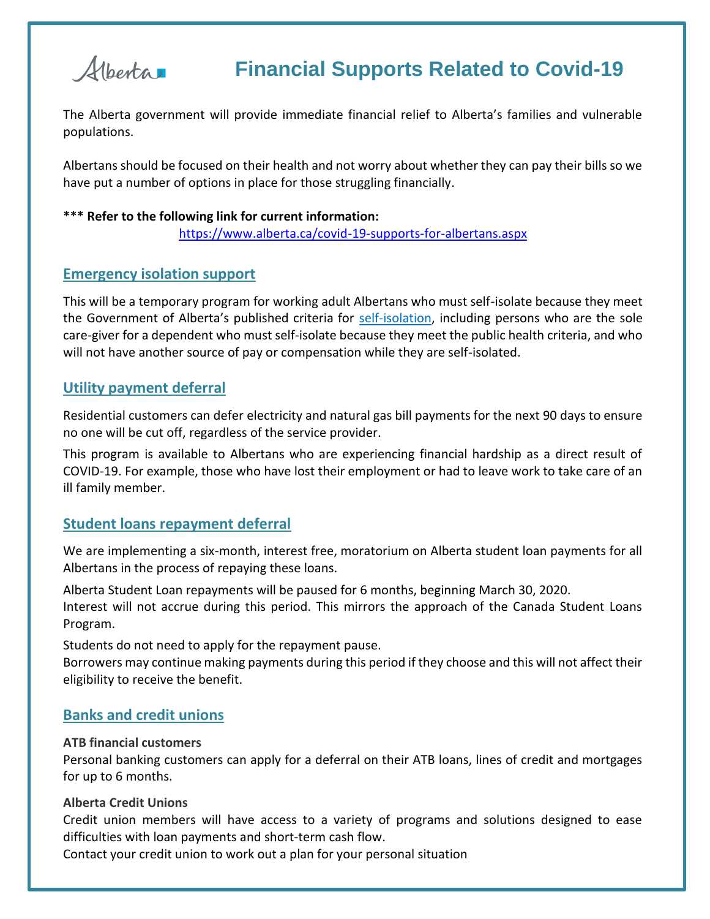Alberta

# Financial Supports Related to Covid-19

The Alberta government will provide immediate financial relief to Alberta's families and vulnerable populations.

Albertans should be focused on their health and not worry about whether they can pay their bills so we have put a number of options in place for those struggling financially.

**\*\*\* Refer to the following link for current information:**

https://www.alberta.ca/covid-19-supports-for-albertans.aspx

## Emergency isolation support

This will be a temporary program for working adult Albertans who must self-isolate because they meet the Government of Alberta's published criteria for self-isolation, including persons who are the sole care-giver for a dependent who must self-isolate because they meet the public health criteria, and who will not have another source of pay or compensation while they are self-isolated.

## Utility payment deferral

Residential customers can defer electricity and natural gas bill payments for the next 90 days to ensure no one will be cut off, regardless of the service provider.

This program is available to Albertans who are experiencing financial hardship as a direct result of COVID-19. For example, those who have lost their employment or had to leave work to take care of an ill family member.

## Student loans repayment deferral

We are implementing a six-month, interest free, moratorium on Alberta student loan payments for all Albertans in the process of repaying these loans.

Alberta Student Loan repayments will be paused for 6 months, beginning March 30, 2020.
Interest will not accrue during this period. This mirrors the approach of the Canada Student Loans Program.

Students do not need to apply for the repayment pause.
Borrowers may continue making payments during this period if they choose and this will not affect their eligibility to receive the benefit.

## Banks and credit unions

**ATB financial customers**
Personal banking customers can apply for a deferral on their ATB loans, lines of credit and mortgages for up to 6 months.

**Alberta Credit Unions**
Credit union members will have access to a variety of programs and solutions designed to ease difficulties with loan payments and short-term cash flow.
Contact your credit union to work out a plan for your personal situation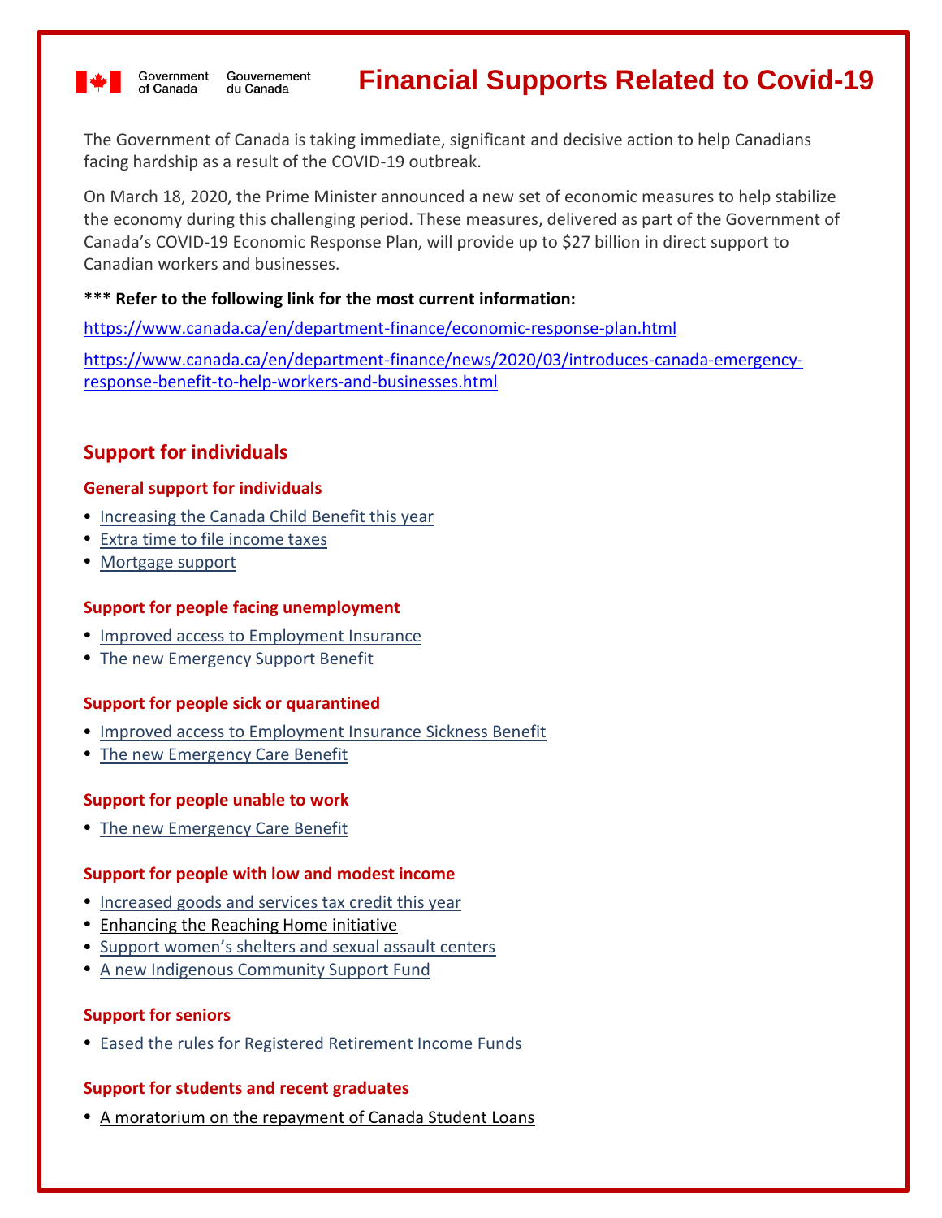Government of Canada Gouvernement du Canada

# Financial Supports Related to Covid-19

The Government of Canada is taking immediate, significant and decisive action to help Canadians facing hardship as a result of the COVID-19 outbreak.

On March 18, 2020, the Prime Minister announced a new set of economic measures to help stabilize the economy during this challenging period. These measures, delivered as part of the Government of Canada's COVID-19 Economic Response Plan, will provide up to $27 billion in direct support to Canadian workers and businesses.

**\*\*\* Refer to the following link for the most current information:**

https://www.canada.ca/en/department-finance/economic-response-plan.html

https://www.canada.ca/en/department-finance/news/2020/03/introduces-canada-emergency-response-benefit-to-help-workers-and-businesses.html

## Support for individuals

### General support for individuals

- Increasing the Canada Child Benefit this year
- Extra time to file income taxes
- Mortgage support

### Support for people facing unemployment

- Improved access to Employment Insurance
- The new Emergency Support Benefit

### Support for people sick or quarantined

- Improved access to Employment Insurance Sickness Benefit
- The new Emergency Care Benefit

### Support for people unable to work

- The new Emergency Care Benefit

### Support for people with low and modest income

- Increased goods and services tax credit this year
- Enhancing the Reaching Home initiative
- Support women's shelters and sexual assault centers
- A new Indigenous Community Support Fund

### Support for seniors

- Eased the rules for Registered Retirement Income Funds

### Support for students and recent graduates

- A moratorium on the repayment of Canada Student Loans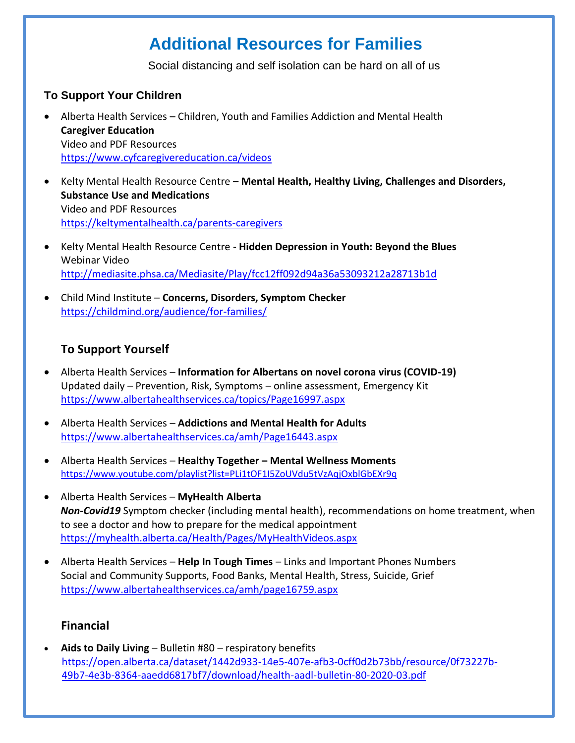# Additional Resources for Families

Social distancing and self isolation can be hard on all of us

### To Support Your Children

- Alberta Health Services – Children, Youth and Families Addiction and Mental Health
  **Caregiver Education**
  Video and PDF Resources
  https://www.cyfcaregivereducation.ca/videos

- Kelty Mental Health Resource Centre – **Mental Health, Healthy Living, Challenges and Disorders, Substance Use and Medications**
  Video and PDF Resources
  https://keltymentalhealth.ca/parents-caregivers

- Kelty Mental Health Resource Centre - **Hidden Depression in Youth: Beyond the Blues**
  Webinar Video
  http://mediasite.phsa.ca/Mediasite/Play/fcc12ff092d94a36a53093212a28713b1d

- Child Mind Institute – **Concerns, Disorders, Symptom Checker**
  https://childmind.org/audience/for-families/

### To Support Yourself

- Alberta Health Services – **Information for Albertans on novel corona virus (COVID-19)**
  Updated daily – Prevention, Risk, Symptoms – online assessment, Emergency Kit
  https://www.albertahealthservices.ca/topics/Page16997.aspx

- Alberta Health Services – **Addictions and Mental Health for Adults**
  https://www.albertahealthservices.ca/amh/Page16443.aspx

- Alberta Health Services – **Healthy Together – Mental Wellness Moments**
  https://www.youtube.com/playlist?list=PLi1tOF1I5ZoUVdu5tVzAqjOxblGbEXr9q

- Alberta Health Services – **MyHealth Alberta**
  ***Non-Covid19*** Symptom checker (including mental health), recommendations on home treatment, when to see a doctor and how to prepare for the medical appointment
  https://myhealth.alberta.ca/Health/Pages/MyHealthVideos.aspx

- Alberta Health Services – **Help In Tough Times** – Links and Important Phones Numbers
  Social and Community Supports, Food Banks, Mental Health, Stress, Suicide, Grief
  https://www.albertahealthservices.ca/amh/page16759.aspx

### Financial

- **Aids to Daily Living** – Bulletin #80 – respiratory benefits
  https://open.alberta.ca/dataset/1442d933-14e5-407e-afb3-0cff0d2b73bb/resource/0f73227b-49b7-4e3b-8364-aaedd6817bf7/download/health-aadl-bulletin-80-2020-03.pdf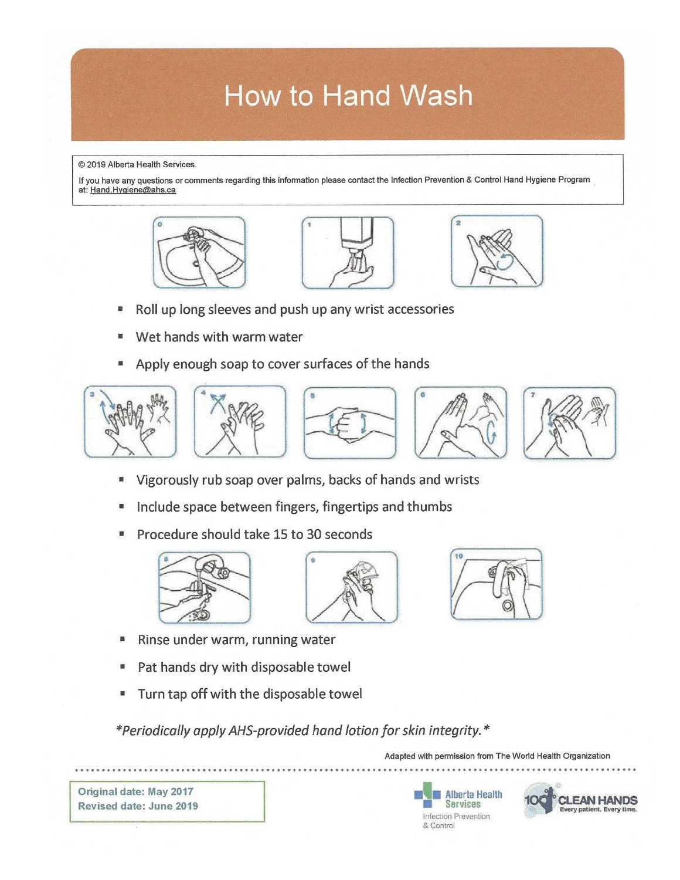# How to Hand Wash

© 2019 Alberta Health Services.

If you have any questions or comments regarding this information please contact the Infection Prevention & Control Hand Hygiene Program at: Hand.Hygiene@ahs.ca

- Roll up long sleeves and push up any wrist accessories
- Wet hands with warm water
- Apply enough soap to cover surfaces of the hands

- Vigorously rub soap over palms, backs of hands and wrists
- Include space between fingers, fingertips and thumbs
- Procedure should take 15 to 30 seconds

- Rinse under warm, running water
- Pat hands dry with disposable towel
- Turn tap off with the disposable towel

*\*Periodically apply AHS-provided hand lotion for skin integrity.\**

Adapted with permission from The World Health Organization

**Original date: May 2017**
**Revised date: June 2019**

Alberta Health Services
Infection Prevention & Control

100% CLEAN HANDS
Every patient. Every time.